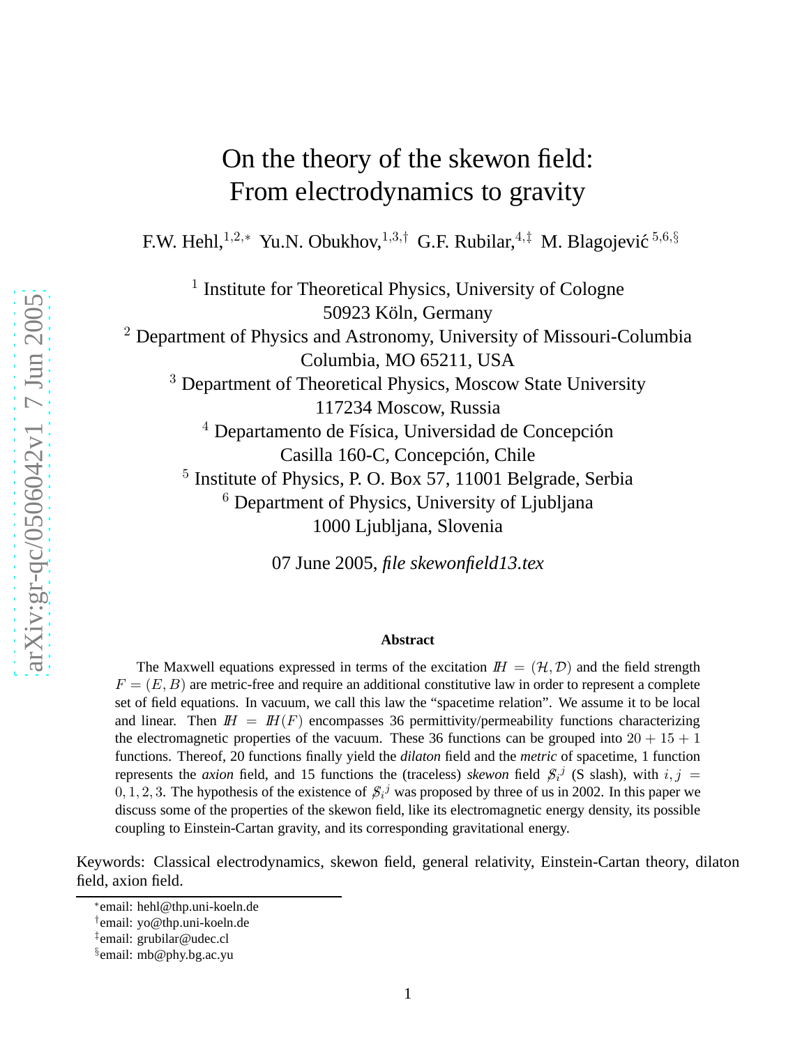# On the theory of the skewon field: From electrodynamics to gravity

F.W. Hehl,[1,2,*] Yu.N. Obukhov,[1,3,†] G.F. Rubilar,[4,‡] M. Blagojević [5,6,§]

[1] Institute for Theoretical Physics, University of Cologne
50923 Köln, Germany

[2] Department of Physics and Astronomy, University of Missouri-Columbia
Columbia, MO 65211, USA

[3] Department of Theoretical Physics, Moscow State University
117234 Moscow, Russia

[4] Departamento de Física, Universidad de Concepción
Casilla 160-C, Concepción, Chile

[5] Institute of Physics, P. O. Box 57, 11001 Belgrade, Serbia

[6] Department of Physics, University of Ljubljana
1000 Ljubljana, Slovenia

07 June 2005, *file skewonfield13.tex*

### Abstract

The Maxwell equations expressed in terms of the excitation $H = (\mathcal{H}, \mathcal{D})$ and the field strength $F = (E, B)$ are metric-free and require an additional constitutive law in order to represent a complete set of field equations. In vacuum, we call this law the "spacetime relation". We assume it to be local and linear. Then $H = H(F)$ encompasses 36 permittivity/permeability functions characterizing the electromagnetic properties of the vacuum. These 36 functions can be grouped into $20 + 15 + 1$ functions. Thereof, 20 functions finally yield the *dilaton* field and the *metric* of spacetime, 1 function represents the *axion* field, and 15 functions the (traceless) *skewon* field $\not{S}_i{}^j$ (S slash), with $i, j = 0, 1, 2, 3$. The hypothesis of the existence of $\not{S}_i{}^j$ was proposed by three of us in 2002. In this paper we discuss some of the properties of the skewon field, like its electromagnetic energy density, its possible coupling to Einstein-Cartan gravity, and its corresponding gravitational energy.

Keywords: Classical electrodynamics, skewon field, general relativity, Einstein-Cartan theory, dilaton field, axion field.

---

*email: hehl@thp.uni-koeln.de
†email: yo@thp.uni-koeln.de
‡email: grubilar@udec.cl
§email: mb@phy.bg.ac.yu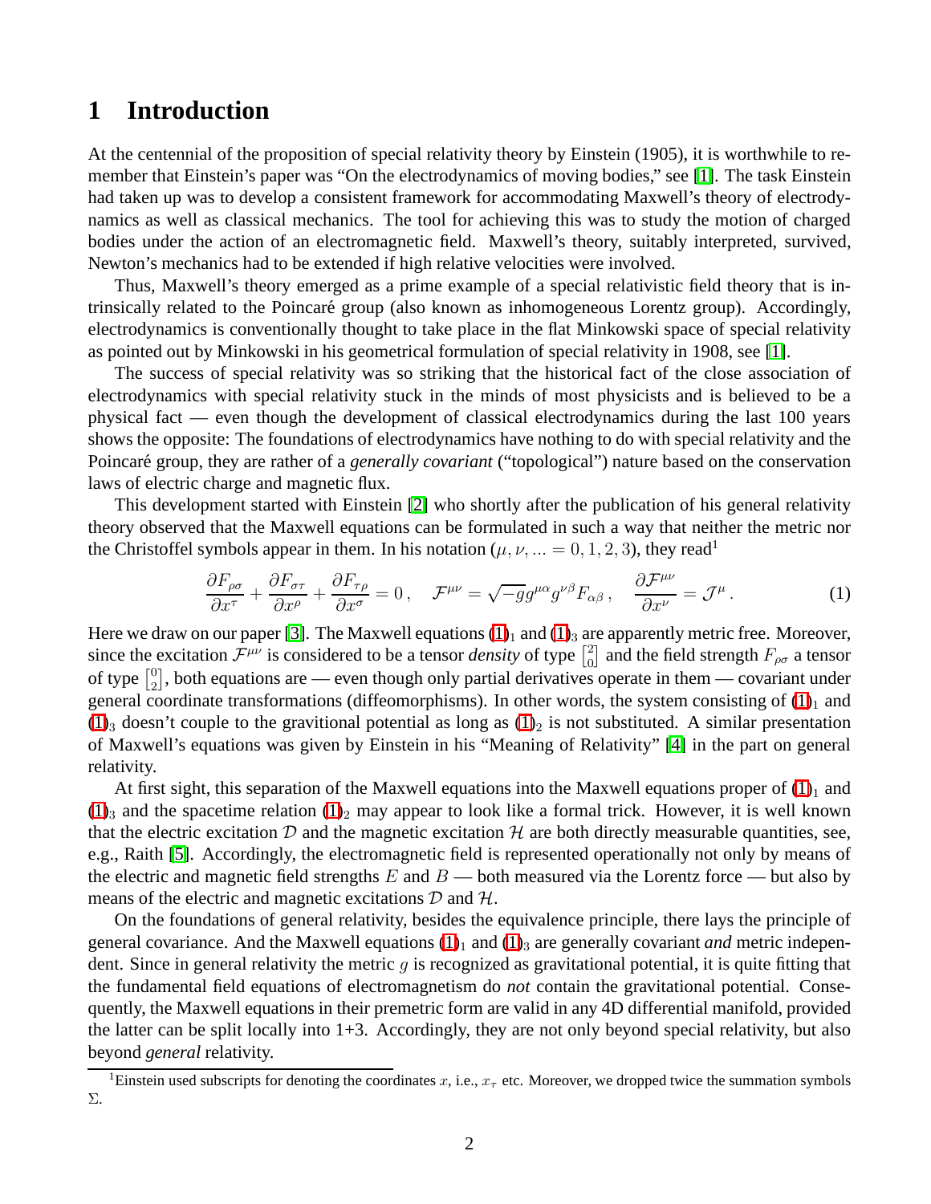# 1 Introduction

At the centennial of the proposition of special relativity theory by Einstein (1905), it is worthwhile to remember that Einstein's paper was "On the electrodynamics of moving bodies," see [1]. The task Einstein had taken up was to develop a consistent framework for accommodating Maxwell's theory of electrodynamics as well as classical mechanics. The tool for achieving this was to study the motion of charged bodies under the action of an electromagnetic field. Maxwell's theory, suitably interpreted, survived, Newton's mechanics had to be extended if high relative velocities were involved.

Thus, Maxwell's theory emerged as a prime example of a special relativistic field theory that is intrinsically related to the Poincaré group (also known as inhomogeneous Lorentz group). Accordingly, electrodynamics is conventionally thought to take place in the flat Minkowski space of special relativity as pointed out by Minkowski in his geometrical formulation of special relativity in 1908, see [1].

The success of special relativity was so striking that the historical fact of the close association of electrodynamics with special relativity stuck in the minds of most physicists and is believed to be a physical fact — even though the development of classical electrodynamics during the last 100 years shows the opposite: The foundations of electrodynamics have nothing to do with special relativity and the Poincaré group, they are rather of a *generally covariant* ("topological") nature based on the conservation laws of electric charge and magnetic flux.

This development started with Einstein [2] who shortly after the publication of his general relativity theory observed that the Maxwell equations can be formulated in such a way that neither the metric nor the Christoffel symbols appear in them. In his notation ($\mu, \nu, ... = 0, 1, 2, 3$), they read[1]

$$\frac{\partial F_{\rho\sigma}}{\partial x^\tau} + \frac{\partial F_{\sigma\tau}}{\partial x^\rho} + \frac{\partial F_{\tau\rho}}{\partial x^\sigma} = 0\,, \quad \mathcal{F}^{\mu\nu} = \sqrt{-g}g^{\mu\alpha}g^{\nu\beta}F_{\alpha\beta}\,, \quad \frac{\partial \mathcal{F}^{\mu\nu}}{\partial x^\nu} = \mathcal{J}^\mu\,. \tag{1}$$

Here we draw on our paper [3]. The Maxwell equations $(1)_1$ and $(1)_3$ are apparently metric free. Moreover, since the excitation $\mathcal{F}^{\mu\nu}$ is considered to be a tensor *density* of type $\left[{2 \atop 0}\right]$ and the field strength $F_{\rho\sigma}$ a tensor of type $\left[{0 \atop 2}\right]$, both equations are — even though only partial derivatives operate in them — covariant under general coordinate transformations (diffeomorphisms). In other words, the system consisting of $(1)_1$ and $(1)_3$ doesn't couple to the gravitional potential as long as $(1)_2$ is not substituted. A similar presentation of Maxwell's equations was given by Einstein in his "Meaning of Relativity" [4] in the part on general relativity.

At first sight, this separation of the Maxwell equations into the Maxwell equations proper of $(1)_1$ and $(1)_3$ and the spacetime relation $(1)_2$ may appear to look like a formal trick. However, it is well known that the electric excitation $\mathcal{D}$ and the magnetic excitation $\mathcal{H}$ are both directly measurable quantities, see, e.g., Raith [5]. Accordingly, the electromagnetic field is represented operationally not only by means of the electric and magnetic field strengths $E$ and $B$ — both measured via the Lorentz force — but also by means of the electric and magnetic excitations $\mathcal{D}$ and $\mathcal{H}$.

On the foundations of general relativity, besides the equivalence principle, there lays the principle of general covariance. And the Maxwell equations $(1)_1$ and $(1)_3$ are generally covariant *and* metric independent. Since in general relativity the metric $g$ is recognized as gravitational potential, it is quite fitting that the fundamental field equations of electromagnetism do *not* contain the gravitational potential. Consequently, the Maxwell equations in their premetric form are valid in any 4D differential manifold, provided the latter can be split locally into 1+3. Accordingly, they are not only beyond special relativity, but also beyond *general* relativity.

[1] Einstein used subscripts for denoting the coordinates $x$, i.e., $x_\tau$ etc. Moreover, we dropped twice the summation symbols $\Sigma$.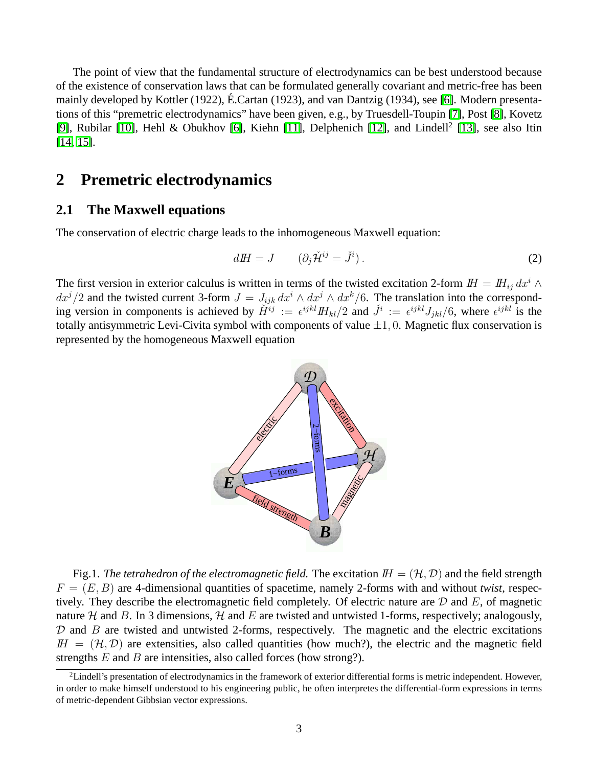The point of view that the fundamental structure of electrodynamics can be best understood because of the existence of conservation laws that can be formulated generally covariant and metric-free has been mainly developed by Kottler (1922), É.Cartan (1923), and van Dantzig (1934), see [6]. Modern presentations of this "premetric electrodynamics" have been given, e.g., by Truesdell-Toupin [7], Post [8], Kovetz [9], Rubilar [10], Hehl & Obukhov [6], Kiehn [11], Delphenich [12], and Lindell[2] [13], see also Itin [14, 15].

## 2 Premetric electrodynamics

### 2.1 The Maxwell equations

The conservation of electric charge leads to the inhomogeneous Maxwell equation:

$$dH = J \qquad (\partial_j \check{\mathcal{H}}^{ij} = \check{J}^i)\,. \tag{2}$$

The first version in exterior calculus is written in terms of the twisted excitation 2-form $H = H_{ij}\, dx^i \wedge dx^j/2$ and the twisted current 3-form $J = J_{ijk}\, dx^i \wedge dx^j \wedge dx^k/6$. The translation into the corresponding version in components is achieved by $\check{H}^{ij} := \epsilon^{ijkl} H_{kl}/2$ and $\check{J}^i := \epsilon^{ijkl} J_{jkl}/6$, where $\epsilon^{ijkl}$ is the totally antisymmetric Levi-Civita symbol with components of value $\pm 1, 0$. Magnetic flux conservation is represented by the homogeneous Maxwell equation

Fig.1. *The tetrahedron of the electromagnetic field.* The excitation $H = (\mathcal{H}, \mathcal{D})$ and the field strength $F = (E, B)$ are 4-dimensional quantities of spacetime, namely 2-forms with and without *twist*, respectively. They describe the electromagnetic field completely. Of electric nature are $\mathcal{D}$ and $E$, of magnetic nature $\mathcal{H}$ and $B$. In 3 dimensions, $\mathcal{H}$ and $E$ are twisted and untwisted 1-forms, respectively; analogously, $\mathcal{D}$ and $B$ are twisted and untwisted 2-forms, respectively. The magnetic and the electric excitations $H = (\mathcal{H}, \mathcal{D})$ are extensities, also called quantities (how much?), the electric and the magnetic field strengths $E$ and $B$ are intensities, also called forces (how strong?).

[2] Lindell's presentation of electrodynamics in the framework of exterior differential forms is metric independent. However, in order to make himself understood to his engineering public, he often interpretes the differential-form expressions in terms of metric-dependent Gibbsian vector expressions.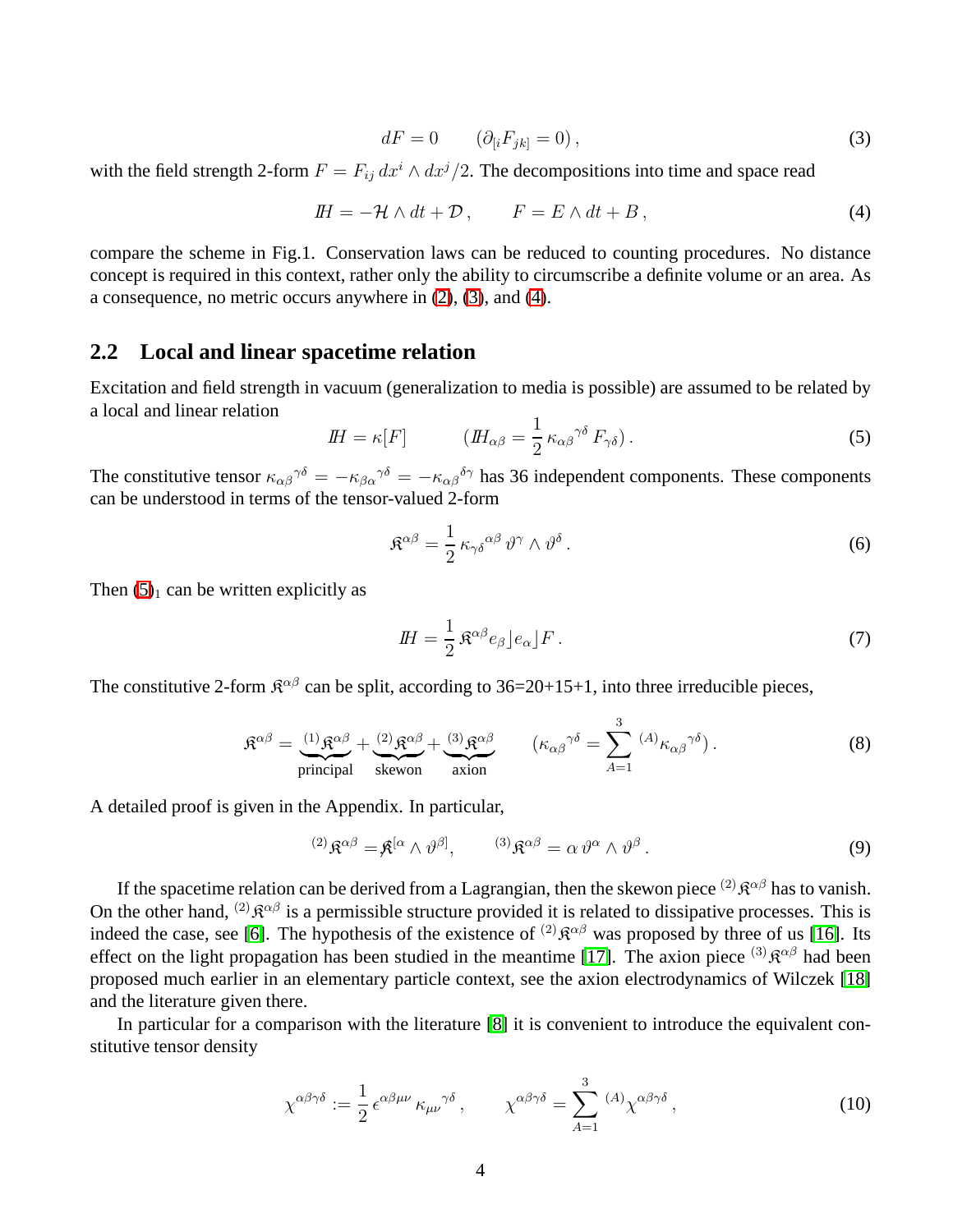$$dF = 0 \qquad (\partial_{[i} F_{jk]} = 0)\,, \tag{3}$$

with the field strength 2-form $F = F_{ij}\, dx^i \wedge dx^j/2$. The decompositions into time and space read

$$\mathit{H} = -\mathcal{H} \wedge dt + \mathcal{D}\,, \qquad F = E \wedge dt + B\,, \tag{4}$$

compare the scheme in Fig.1. Conservation laws can be reduced to counting procedures. No distance concept is required in this context, rather only the ability to circumscribe a definite volume or an area. As a consequence, no metric occurs anywhere in (2), (3), and (4).

## 2.2 Local and linear spacetime relation

Excitation and field strength in vacuum (generalization to media is possible) are assumed to be related by a local and linear relation

$$\mathit{H} = \kappa[F] \qquad (\mathit{H}_{\alpha\beta} = \frac{1}{2}\, \kappa_{\alpha\beta}{}^{\gamma\delta}\, F_{\gamma\delta})\,. \tag{5}$$

The constitutive tensor $\kappa_{\alpha\beta}{}^{\gamma\delta} = -\kappa_{\beta\alpha}{}^{\gamma\delta} = -\kappa_{\alpha\beta}{}^{\delta\gamma}$ has 36 independent components. These components can be understood in terms of the tensor-valued 2-form

$$\mathfrak{K}^{\alpha\beta} = \frac{1}{2}\, \kappa_{\gamma\delta}{}^{\alpha\beta}\, \vartheta^\gamma \wedge \vartheta^\delta\,. \tag{6}$$

Then $(5)_1$ can be written explicitly as

$$\mathit{H} = \frac{1}{2}\, \mathfrak{K}^{\alpha\beta} e_\beta \rfloor e_\alpha \rfloor F\,. \tag{7}$$

The constitutive 2-form $\mathfrak{K}^{\alpha\beta}$ can be split, according to 36=20+15+1, into three irreducible pieces,

$$\mathfrak{K}^{\alpha\beta} = \underbrace{{}^{(1)}\mathfrak{K}^{\alpha\beta}}_{\text{principal}} + \underbrace{{}^{(2)}\mathfrak{K}^{\alpha\beta}}_{\text{skewon}} + \underbrace{{}^{(3)}\mathfrak{K}^{\alpha\beta}}_{\text{axion}} \qquad (\kappa_{\alpha\beta}{}^{\gamma\delta} = \sum_{A=1}^{3}\, {}^{(A)}\kappa_{\alpha\beta}{}^{\gamma\delta})\,. \tag{8}$$

A detailed proof is given in the Appendix. In particular,

$${}^{(2)}\mathfrak{K}^{\alpha\beta} = \not{\mathfrak{K}}^{[\alpha} \wedge \vartheta^{\beta]}, \qquad {}^{(3)}\mathfrak{K}^{\alpha\beta} = \alpha\, \vartheta^\alpha \wedge \vartheta^\beta\,. \tag{9}$$

If the spacetime relation can be derived from a Lagrangian, then the skewon piece ${}^{(2)}\mathfrak{K}^{\alpha\beta}$ has to vanish. On the other hand, ${}^{(2)}\mathfrak{K}^{\alpha\beta}$ is a permissible structure provided it is related to dissipative processes. This is indeed the case, see [6]. The hypothesis of the existence of ${}^{(2)}\mathfrak{K}^{\alpha\beta}$ was proposed by three of us [16]. Its effect on the light propagation has been studied in the meantime [17]. The axion piece ${}^{(3)}\mathfrak{K}^{\alpha\beta}$ had been proposed much earlier in an elementary particle context, see the axion electrodynamics of Wilczek [18] and the literature given there.

In particular for a comparison with the literature [8] it is convenient to introduce the equivalent constitutive tensor density

$$\chi^{\alpha\beta\gamma\delta} := \frac{1}{2}\, \epsilon^{\alpha\beta\mu\nu}\, \kappa_{\mu\nu}{}^{\gamma\delta}\,, \qquad \chi^{\alpha\beta\gamma\delta} = \sum_{A=1}^{3}\, {}^{(A)}\chi^{\alpha\beta\gamma\delta}\,, \tag{10}$$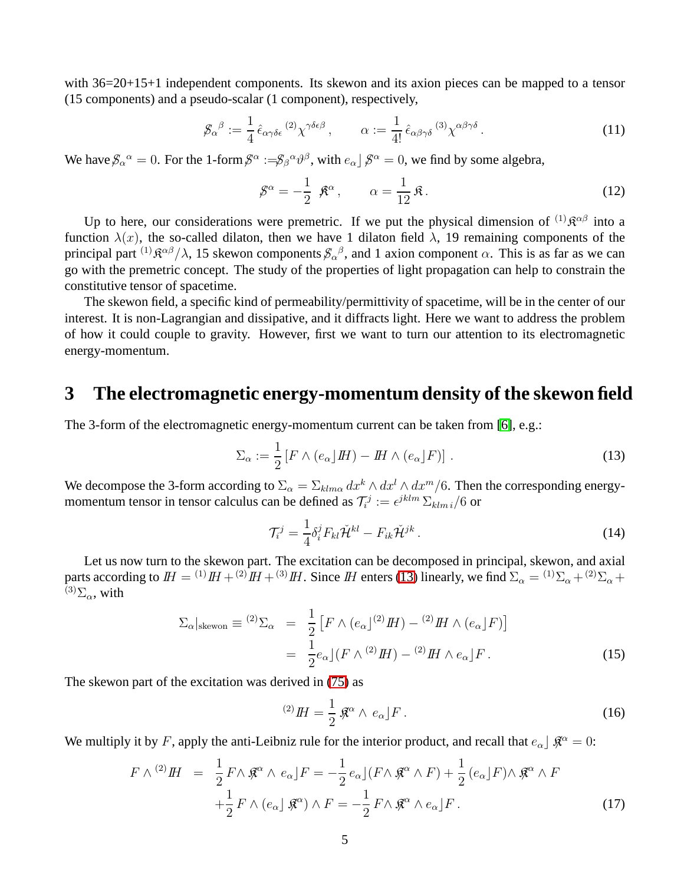with 36=20+15+1 independent components. Its skewon and its axion pieces can be mapped to a tensor (15 components) and a pseudo-scalar (1 component), respectively,

$$\not{S}_\alpha{}^\beta := \frac{1}{4}\,\hat{\epsilon}_{\alpha\gamma\delta\epsilon}\,{}^{(2)}\chi^{\gamma\delta\epsilon\beta}\,, \qquad \alpha := \frac{1}{4!}\,\hat{\epsilon}_{\alpha\beta\gamma\delta}\,{}^{(3)}\chi^{\alpha\beta\gamma\delta}\,. \tag{11}$$

We have $\not{S}_\alpha{}^\alpha = 0$. For the 1-form $\not{S}^\alpha := \not{S}_\beta{}^\alpha \vartheta^\beta$, with $e_\alpha \rfloor \not{S}^\alpha = 0$, we find by some algebra,

$$\not{S}^\alpha = -\frac{1}{2}\;\not{\mathfrak{K}}^\alpha\,, \qquad \alpha = \frac{1}{12}\,\mathfrak{K}\,. \tag{12}$$

Up to here, our considerations were premetric. If we put the physical dimension of ${}^{(1)}\mathfrak{K}^{\alpha\beta}$ into a function $\lambda(x)$, the so-called dilaton, then we have 1 dilaton field $\lambda$, 19 remaining components of the principal part ${}^{(1)}\mathfrak{K}^{\alpha\beta}/\lambda$, 15 skewon components $\not{S}_\alpha{}^\beta$, and 1 axion component $\alpha$. This is as far as we can go with the premetric concept. The study of the properties of light propagation can help to constrain the constitutive tensor of spacetime.

The skewon field, a specific kind of permeability/permittivity of spacetime, will be in the center of our interest. It is non-Lagrangian and dissipative, and it diffracts light. Here we want to address the problem of how it could couple to gravity. However, first we want to turn our attention to its electromagnetic energy-momentum.

## 3 The electromagnetic energy-momentum density of the skewon field

The 3-form of the electromagnetic energy-momentum current can be taken from [6], e.g.:

$$\Sigma_\alpha := \frac{1}{2}\left[F\wedge(e_\alpha\rfloor H) - H\wedge(e_\alpha\rfloor F)\right]\,. \tag{13}$$

We decompose the 3-form according to $\Sigma_\alpha = \Sigma_{klm\alpha}\,dx^k\wedge dx^l\wedge dx^m/6$. Then the corresponding energy-momentum tensor in tensor calculus can be defined as $\mathcal{T}_i{}^j := \epsilon^{jklm}\,\Sigma_{klm\,i}/6$ or

$$\mathcal{T}_i{}^j = \frac{1}{4}\delta_i^j F_{kl}\check{\mathcal{H}}^{kl} - F_{ik}\check{\mathcal{H}}^{jk}\,. \tag{14}$$

Let us now turn to the skewon part. The excitation can be decomposed in principal, skewon, and axial parts according to $H = {}^{(1)}H + {}^{(2)}H + {}^{(3)}H$. Since $H$ enters (13) linearly, we find $\Sigma_\alpha = {}^{(1)}\Sigma_\alpha + {}^{(2)}\Sigma_\alpha + {}^{(3)}\Sigma_\alpha$, with

$$\begin{aligned}
\Sigma_\alpha|_{\text{skewon}} \equiv {}^{(2)}\Sigma_\alpha &= \frac{1}{2}\left[F\wedge(e_\alpha\rfloor{}^{(2)}H) - {}^{(2)}H\wedge(e_\alpha\rfloor F)\right] \\
&= \frac{1}{2}e_\alpha\rfloor(F\wedge{}^{(2)}H) - {}^{(2)}H\wedge e_\alpha\rfloor F\,.
\end{aligned} \tag{15}$$

The skewon part of the excitation was derived in (75) as

$$ {}^{(2)}H = \frac{1}{2}\,\not{\mathfrak{K}}^\alpha\wedge\, e_\alpha\rfloor F\,. \tag{16}$$

We multiply it by $F$, apply the anti-Leibniz rule for the interior product, and recall that $e_\alpha\rfloor\not{\mathfrak{K}}^\alpha = 0$:

$$\begin{aligned}
F\wedge{}^{(2)}H &= \frac{1}{2}\,F\wedge\not{\mathfrak{K}}^\alpha\wedge\, e_\alpha\rfloor F = -\frac{1}{2}\,e_\alpha\rfloor(F\wedge\not{\mathfrak{K}}^\alpha\wedge F) + \frac{1}{2}\,(e_\alpha\rfloor F)\wedge\not{\mathfrak{K}}^\alpha\wedge F \\
&\quad + \frac{1}{2}\,F\wedge(e_\alpha\rfloor\not{\mathfrak{K}}^\alpha)\wedge F = -\frac{1}{2}\,F\wedge\not{\mathfrak{K}}^\alpha\wedge e_\alpha\rfloor F\,.
\end{aligned} \tag{17}$$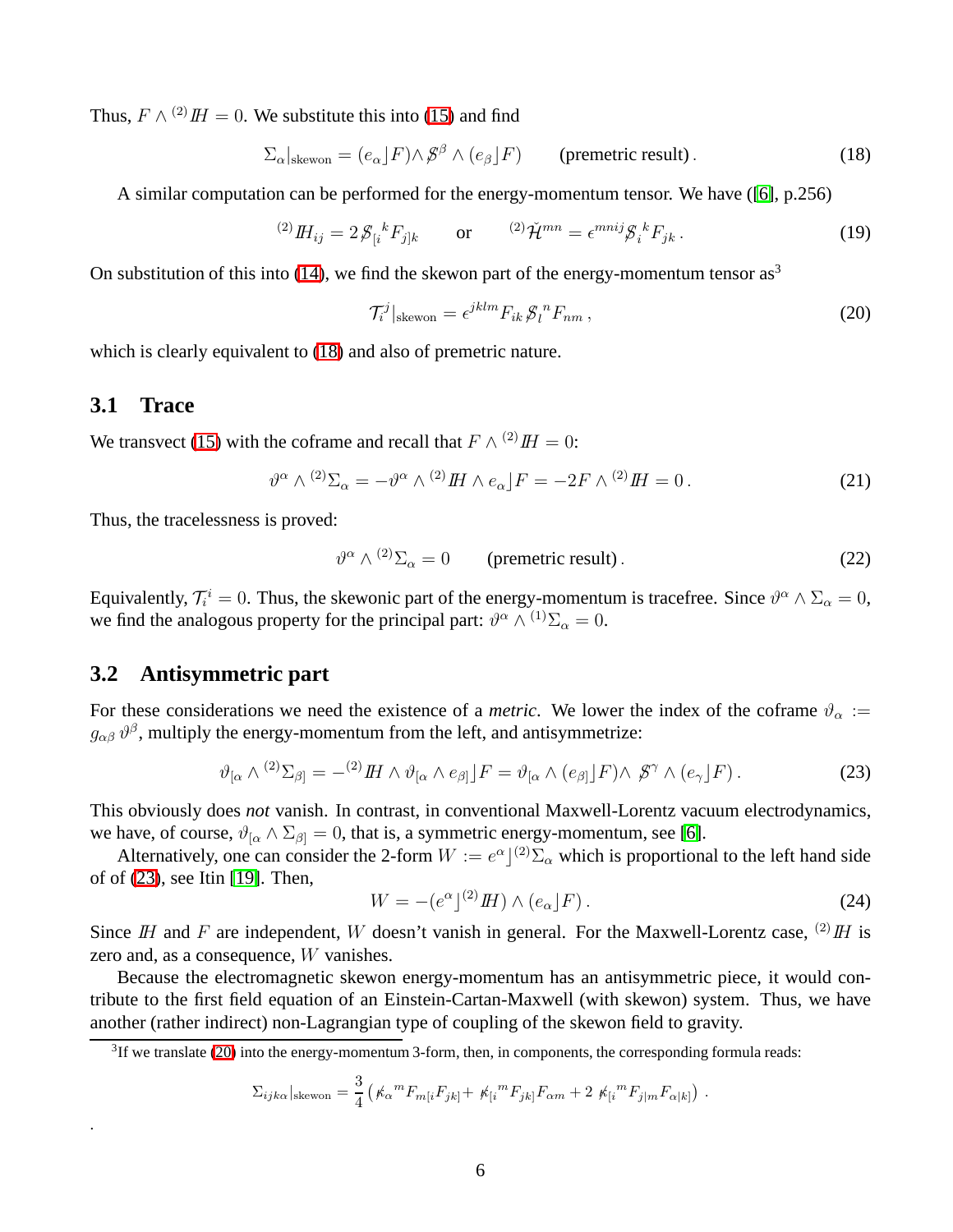Thus, $F \wedge {}^{(2)}\!H = 0$. We substitute this into (15) and find

$$\Sigma_\alpha|_{\rm skewon} = (e_\alpha \rfloor F) \wedge \not{S}^\beta \wedge (e_\beta \rfloor F) \qquad \text{(premetric result)} . \tag{18}$$

A similar computation can be performed for the energy-momentum tensor. We have ([6], p.256)

$$ {}^{(2)}\!H_{ij} = 2\not{S}_{[i}{}^k F_{j]k} \qquad \text{or} \qquad {}^{(2)}\check{\mathcal{H}}^{mn} = \epsilon^{mnij}\not{S}_i{}^k F_{jk} . \tag{19}$$

On substitution of this into (14), we find the skewon part of the energy-momentum tensor as[3]

$$\mathcal{T}_i{}^j|_{\rm skewon} = \epsilon^{jklm} F_{ik} \not{S}_l{}^n F_{nm} , \tag{20}$$

which is clearly equivalent to (18) and also of premetric nature.

## 3.1 Trace

We transvect (15) with the coframe and recall that $F \wedge {}^{(2)}\!H = 0$:

$$\vartheta^\alpha \wedge {}^{(2)}\Sigma_\alpha = -\vartheta^\alpha \wedge {}^{(2)}\!H \wedge e_\alpha \rfloor F = -2F \wedge {}^{(2)}\!H = 0 . \tag{21}$$

Thus, the tracelessness is proved:

$$\vartheta^\alpha \wedge {}^{(2)}\Sigma_\alpha = 0 \qquad \text{(premetric result)} . \tag{22}$$

Equivalently, $\mathcal{T}_i{}^i = 0$. Thus, the skewonic part of the energy-momentum is tracefree. Since $\vartheta^\alpha \wedge \Sigma_\alpha = 0$, we find the analogous property for the principal part: $\vartheta^\alpha \wedge {}^{(1)}\Sigma_\alpha = 0$.

## 3.2 Antisymmetric part

For these considerations we need the existence of a *metric*. We lower the index of the coframe $\vartheta_\alpha := g_{\alpha\beta}\,\vartheta^\beta$, multiply the energy-momentum from the left, and antisymmetrize:

$$\vartheta_{[\alpha} \wedge {}^{(2)}\Sigma_{\beta]} = -{}^{(2)}\!H \wedge \vartheta_{[\alpha} \wedge e_{\beta]} \rfloor F = \vartheta_{[\alpha} \wedge (e_{\beta]} \rfloor F) \wedge \not{S}^\gamma \wedge (e_\gamma \rfloor F) . \tag{23}$$

This obviously does *not* vanish. In contrast, in conventional Maxwell-Lorentz vacuum electrodynamics, we have, of course, $\vartheta_{[\alpha} \wedge \Sigma_{\beta]} = 0$, that is, a symmetric energy-momentum, see [6].

Alternatively, one can consider the 2-form $W := e^\alpha \rfloor {}^{(2)}\Sigma_\alpha$ which is proportional to the left hand side of of (23), see Itin [19]. Then,

$$W = -(e^\alpha \rfloor {}^{(2)}\!H) \wedge (e_\alpha \rfloor F) . \tag{24}$$

Since $H$ and $F$ are independent, $W$ doesn't vanish in general. For the Maxwell-Lorentz case, ${}^{(2)}\!H$ is zero and, as a consequence, $W$ vanishes.

Because the electromagnetic skewon energy-momentum has an antisymmetric piece, it would contribute to the first field equation of an Einstein-Cartan-Maxwell (with skewon) system. Thus, we have another (rather indirect) non-Lagrangian type of coupling of the skewon field to gravity.

---

[3] If we translate (20) into the energy-momentum 3-form, then, in components, the corresponding formula reads:

$$\Sigma_{ijk\alpha}|_{\rm skewon} = \frac{3}{4}\left(\not{S}_\alpha{}^m F_{m[i}F_{jk]} + \not{S}_{[i}{}^m F_{jk]}F_{\alpha m} + 2\,\not{S}_{[i}{}^m F_{j|m}F_{\alpha|k]}\right) .$$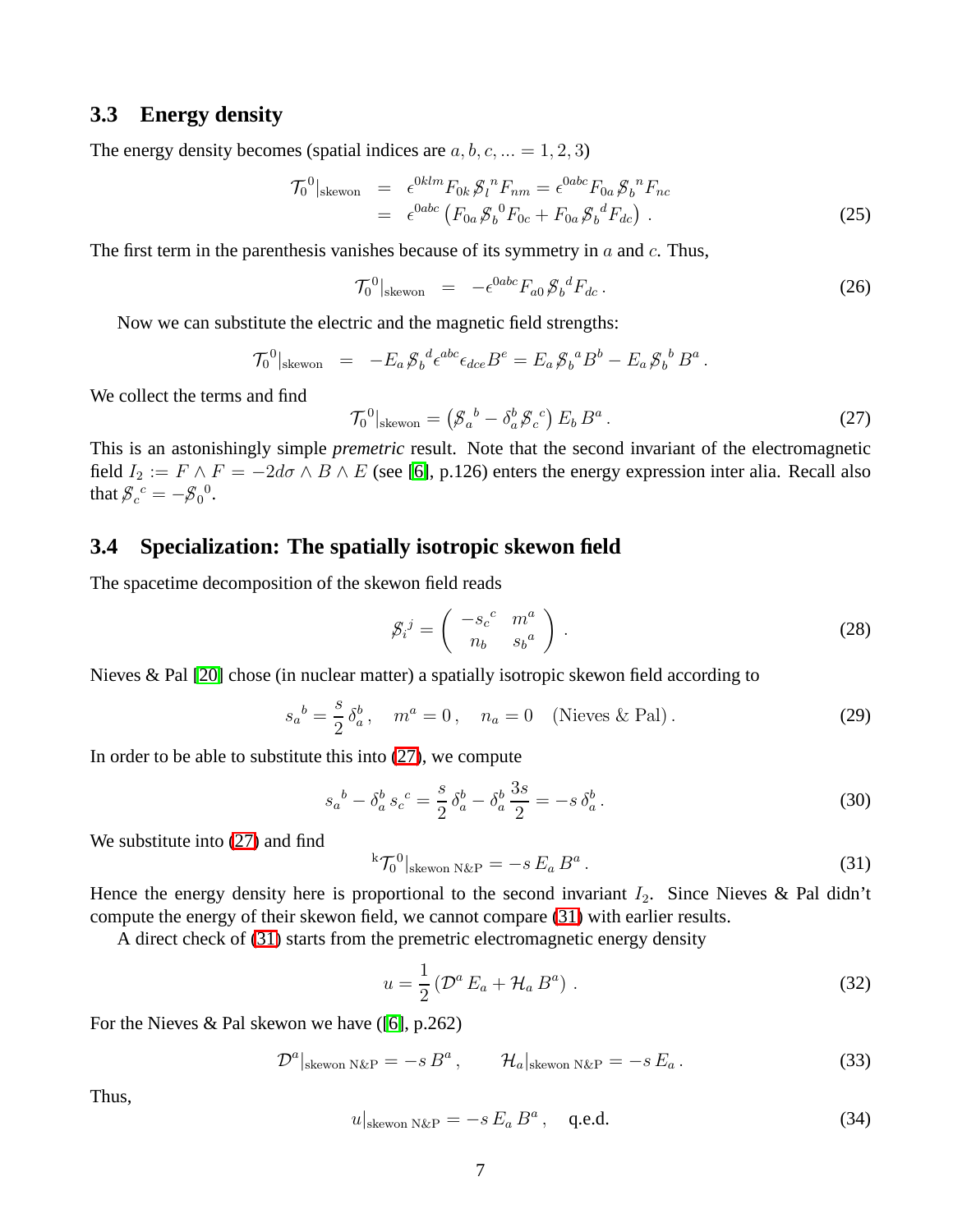### 3.3 Energy density

The energy density becomes (spatial indices are $a, b, c, ... = 1, 2, 3$)

$$
\begin{aligned}
\mathcal{T}_0{}^0|_{\text{skewon}} &= \epsilon^{0klm} F_{0k} \mathcal{S}_l{}^n F_{nm} = \epsilon^{0abc} F_{0a} \mathcal{S}_b{}^n F_{nc} \\
&= \epsilon^{0abc} \left( F_{0a} \mathcal{S}_b{}^0 F_{0c} + F_{0a} \mathcal{S}_b{}^d F_{dc} \right) .
\end{aligned} \tag{25}
$$

The first term in the parenthesis vanishes because of its symmetry in $a$ and $c$. Thus,

$$
\mathcal{T}_0{}^0|_{\text{skewon}} = -\epsilon^{0abc} F_{a0} \mathcal{S}_b{}^d F_{dc} \,. \tag{26}
$$

Now we can substitute the electric and the magnetic field strengths:

$$
\mathcal{T}_0{}^0|_{\text{skewon}} = -E_a \mathcal{S}_b{}^d \epsilon^{abc} \epsilon_{dce} B^e = E_a \mathcal{S}_b{}^a B^b - E_a \mathcal{S}_b{}^b B^a \,.
$$

We collect the terms and find

$$
\mathcal{T}_0{}^0|_{\text{skewon}} = \left( \mathcal{S}_a{}^b - \delta_a^b \mathcal{S}_c{}^c \right) E_b \, B^a \,. \tag{27}
$$

This is an astonishingly simple *premetric* result. Note that the second invariant of the electromagnetic field $I_2 := F \wedge F = -2 d\sigma \wedge B \wedge E$ (see [6], p.126) enters the energy expression inter alia. Recall also that $\mathcal{S}_c{}^c = -\mathcal{S}_0{}^0$.

### 3.4 Specialization: The spatially isotropic skewon field

The spacetime decomposition of the skewon field reads

$$
\mathcal{S}_i{}^j = \begin{pmatrix} -s_c{}^c & m^a \\ n_b & s_b{}^a \end{pmatrix} . \tag{28}
$$

Nieves & Pal [20] chose (in nuclear matter) a spatially isotropic skewon field according to

$$
s_a{}^b = \frac{s}{2} \, \delta_a^b \,, \quad m^a = 0 \,, \quad n_a = 0 \quad \text{(Nieves \& Pal)} \,. \tag{29}
$$

In order to be able to substitute this into (27), we compute

$$
s_a{}^b - \delta_a^b \, s_c{}^c = \frac{s}{2} \, \delta_a^b - \delta_a^b \, \frac{3s}{2} = -s \, \delta_a^b \,. \tag{30}
$$

We substitute into (27) and find

$$
{}^{\text{k}}\mathcal{T}_0{}^0|_{\text{skewon N\&P}} = -s \, E_a \, B^a \,. \tag{31}
$$

Hence the energy density here is proportional to the second invariant $I_2$. Since Nieves & Pal didn't compute the energy of their skewon field, we cannot compare (31) with earlier results.

A direct check of (31) starts from the premetric electromagnetic energy density

$$
u = \frac{1}{2} \left( \mathcal{D}^a \, E_a + \mathcal{H}_a \, B^a \right) . \tag{32}
$$

For the Nieves & Pal skewon we have ([6], p.262)

$$
\mathcal{D}^a|_{\text{skewon N\&P}} = -s \, B^a \,, \qquad \mathcal{H}_a|_{\text{skewon N\&P}} = -s \, E_a \,. \tag{33}
$$

Thus,

$$
u|_{\text{skewon N\&P}} = -s \, E_a \, B^a \,, \quad \text{q.e.d.} \tag{34}
$$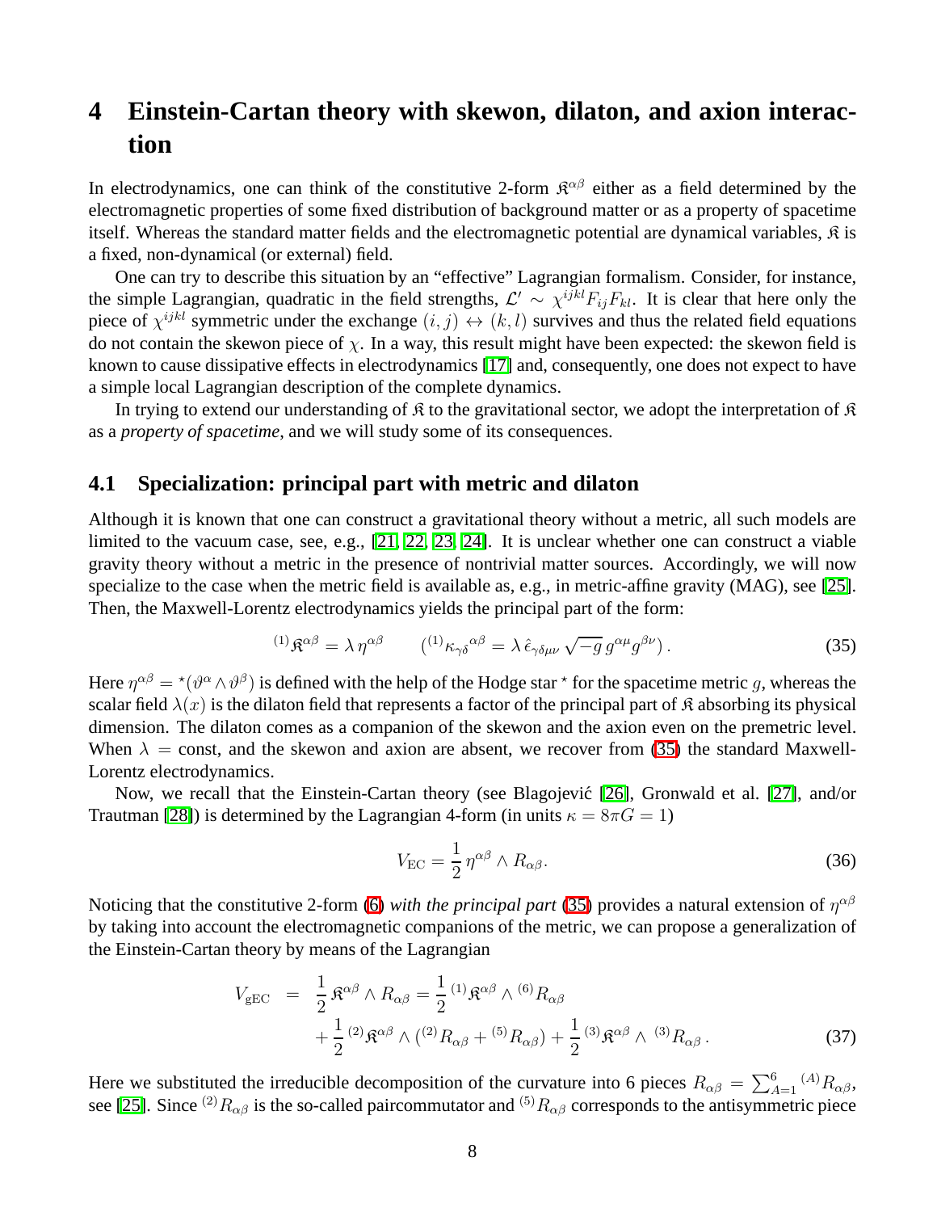# 4 Einstein-Cartan theory with skewon, dilaton, and axion interaction

In electrodynamics, one can think of the constitutive 2-form $\mathfrak{K}^{\alpha\beta}$ either as a field determined by the electromagnetic properties of some fixed distribution of background matter or as a property of spacetime itself. Whereas the standard matter fields and the electromagnetic potential are dynamical variables, $\mathfrak{K}$ is a fixed, non-dynamical (or external) field.

One can try to describe this situation by an "effective" Lagrangian formalism. Consider, for instance, the simple Lagrangian, quadratic in the field strengths, $\mathcal{L}' \sim \chi^{ijkl} F_{ij} F_{kl}$. It is clear that here only the piece of $\chi^{ijkl}$ symmetric under the exchange $(i,j) \leftrightarrow (k,l)$ survives and thus the related field equations do not contain the skewon piece of $\chi$. In a way, this result might have been expected: the skewon field is known to cause dissipative effects in electrodynamics [17] and, consequently, one does not expect to have a simple local Lagrangian description of the complete dynamics.

In trying to extend our understanding of $\mathfrak{K}$ to the gravitational sector, we adopt the interpretation of $\mathfrak{K}$ as a *property of spacetime*, and we will study some of its consequences.

## 4.1 Specialization: principal part with metric and dilaton

Although it is known that one can construct a gravitational theory without a metric, all such models are limited to the vacuum case, see, e.g., [21, 22, 23, 24]. It is unclear whether one can construct a viable gravity theory without a metric in the presence of nontrivial matter sources. Accordingly, we will now specialize to the case when the metric field is available as, e.g., in metric-affine gravity (MAG), see [25]. Then, the Maxwell-Lorentz electrodynamics yields the principal part of the form:

$$
{}^{(1)}\mathfrak{K}^{\alpha\beta} = \lambda\, \eta^{\alpha\beta} \qquad ({}^{(1)}\kappa_{\gamma\delta}{}^{\alpha\beta} = \lambda\, \hat{\epsilon}_{\gamma\delta\mu\nu} \sqrt{-g}\, g^{\alpha\mu} g^{\beta\nu})\,. \tag{35}
$$

Here $\eta^{\alpha\beta} = {}^\star(\vartheta^\alpha \wedge \vartheta^\beta)$ is defined with the help of the Hodge star ${}^\star$ for the spacetime metric $g$, whereas the scalar field $\lambda(x)$ is the dilaton field that represents a factor of the principal part of $\mathfrak{K}$ absorbing its physical dimension. The dilaton comes as a companion of the skewon and the axion even on the premetric level. When $\lambda = \text{const}$, and the skewon and axion are absent, we recover from (35) the standard Maxwell-Lorentz electrodynamics.

Now, we recall that the Einstein-Cartan theory (see Blagojević [26], Gronwald et al. [27], and/or Trautman [28]) is determined by the Lagrangian 4-form (in units $\kappa = 8\pi G = 1$)

$$
V_{\rm EC} = \frac{1}{2}\, \eta^{\alpha\beta} \wedge R_{\alpha\beta}. \tag{36}
$$

Noticing that the constitutive 2-form (6) *with the principal part* (35) provides a natural extension of $\eta^{\alpha\beta}$ by taking into account the electromagnetic companions of the metric, we can propose a generalization of the Einstein-Cartan theory by means of the Lagrangian

$$
\begin{aligned}
V_{\rm gEC} &= \frac{1}{2}\, \mathfrak{K}^{\alpha\beta} \wedge R_{\alpha\beta} = \frac{1}{2}\, {}^{(1)}\mathfrak{K}^{\alpha\beta} \wedge {}^{(6)}R_{\alpha\beta} \\
&\quad + \frac{1}{2}\, {}^{(2)}\mathfrak{K}^{\alpha\beta} \wedge ({}^{(2)}R_{\alpha\beta} + {}^{(5)}R_{\alpha\beta}) + \frac{1}{2}\, {}^{(3)}\mathfrak{K}^{\alpha\beta} \wedge\, {}^{(3)}R_{\alpha\beta}\,.
\end{aligned} \tag{37}
$$

Here we substituted the irreducible decomposition of the curvature into 6 pieces $R_{\alpha\beta} = \sum_{A=1}^{6} {}^{(A)}R_{\alpha\beta}$, see [25]. Since ${}^{(2)}R_{\alpha\beta}$ is the so-called paircommutator and ${}^{(5)}R_{\alpha\beta}$ corresponds to the antisymmetric piece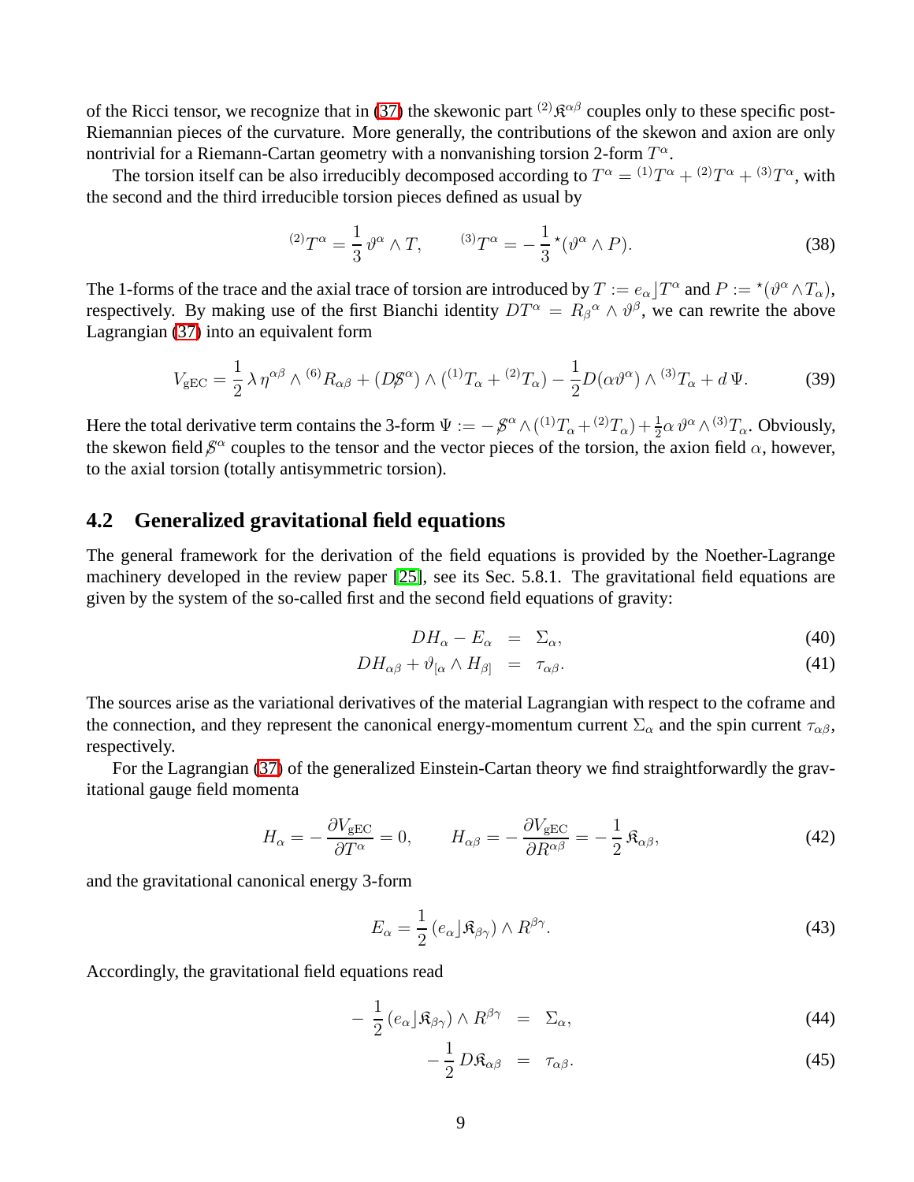of the Ricci tensor, we recognize that in (37) the skewonic part ${}^{(2)}\mathfrak{K}^{\alpha\beta}$ couples only to these specific post-Riemannian pieces of the curvature. More generally, the contributions of the skewon and axion are only nontrivial for a Riemann-Cartan geometry with a nonvanishing torsion 2-form $T^\alpha$.

The torsion itself can be also irreducibly decomposed according to $T^\alpha = {}^{(1)}T^\alpha + {}^{(2)}T^\alpha + {}^{(3)}T^\alpha$, with the second and the third irreducible torsion pieces defined as usual by

$$
{}^{(2)}T^\alpha = \frac{1}{3}\,\vartheta^\alpha \wedge T, \qquad {}^{(3)}T^\alpha = -\frac{1}{3}\,{}^\star(\vartheta^\alpha \wedge P). \tag{38}
$$

The 1-forms of the trace and the axial trace of torsion are introduced by $T := e_\alpha \rfloor T^\alpha$ and $P := {}^\star(\vartheta^\alpha \wedge T_\alpha)$, respectively. By making use of the first Bianchi identity $DT^\alpha = R_\beta{}^\alpha \wedge \vartheta^\beta$, we can rewrite the above Lagrangian (37) into an equivalent form

$$
V_{\rm gEC} = \frac{1}{2}\,\lambda\,\eta^{\alpha\beta} \wedge {}^{(6)}R_{\alpha\beta} + (D\not{S}^\alpha) \wedge ({}^{(1)}T_\alpha + {}^{(2)}T_\alpha) - \frac{1}{2} D(\alpha\vartheta^\alpha) \wedge {}^{(3)}T_\alpha + d\,\Psi. \tag{39}
$$

Here the total derivative term contains the 3-form $\Psi := -\not{S}^\alpha \wedge ({}^{(1)}T_\alpha + {}^{(2)}T_\alpha) + \frac{1}{2}\alpha\,\vartheta^\alpha \wedge {}^{(3)}T_\alpha$. Obviously, the skewon field $\not{S}^\alpha$ couples to the tensor and the vector pieces of the torsion, the axion field $\alpha$, however, to the axial torsion (totally antisymmetric torsion).

## 4.2 Generalized gravitational field equations

The general framework for the derivation of the field equations is provided by the Noether-Lagrange machinery developed in the review paper [25], see its Sec. 5.8.1. The gravitational field equations are given by the system of the so-called first and the second field equations of gravity:

$$
DH_\alpha - E_\alpha = \Sigma_\alpha, \tag{40}
$$

$$
DH_{\alpha\beta} + \vartheta_{[\alpha} \wedge H_{\beta]} = \tau_{\alpha\beta}. \tag{41}
$$

The sources arise as the variational derivatives of the material Lagrangian with respect to the coframe and the connection, and they represent the canonical energy-momentum current $\Sigma_\alpha$ and the spin current $\tau_{\alpha\beta}$, respectively.

For the Lagrangian (37) of the generalized Einstein-Cartan theory we find straightforwardly the gravitational gauge field momenta

$$
H_\alpha = -\frac{\partial V_{\rm gEC}}{\partial T^\alpha} = 0, \qquad H_{\alpha\beta} = -\frac{\partial V_{\rm gEC}}{\partial R^{\alpha\beta}} = -\frac{1}{2}\,\mathfrak{K}_{\alpha\beta}, \tag{42}
$$

and the gravitational canonical energy 3-form

$$
E_\alpha = \frac{1}{2}\,(e_\alpha \rfloor \mathfrak{K}_{\beta\gamma}) \wedge R^{\beta\gamma}. \tag{43}
$$

Accordingly, the gravitational field equations read

$$
-\frac{1}{2}\,(e_\alpha \rfloor \mathfrak{K}_{\beta\gamma}) \wedge R^{\beta\gamma} = \Sigma_\alpha, \tag{44}
$$

$$
-\frac{1}{2}\,D\mathfrak{K}_{\alpha\beta} = \tau_{\alpha\beta}. \tag{45}
$$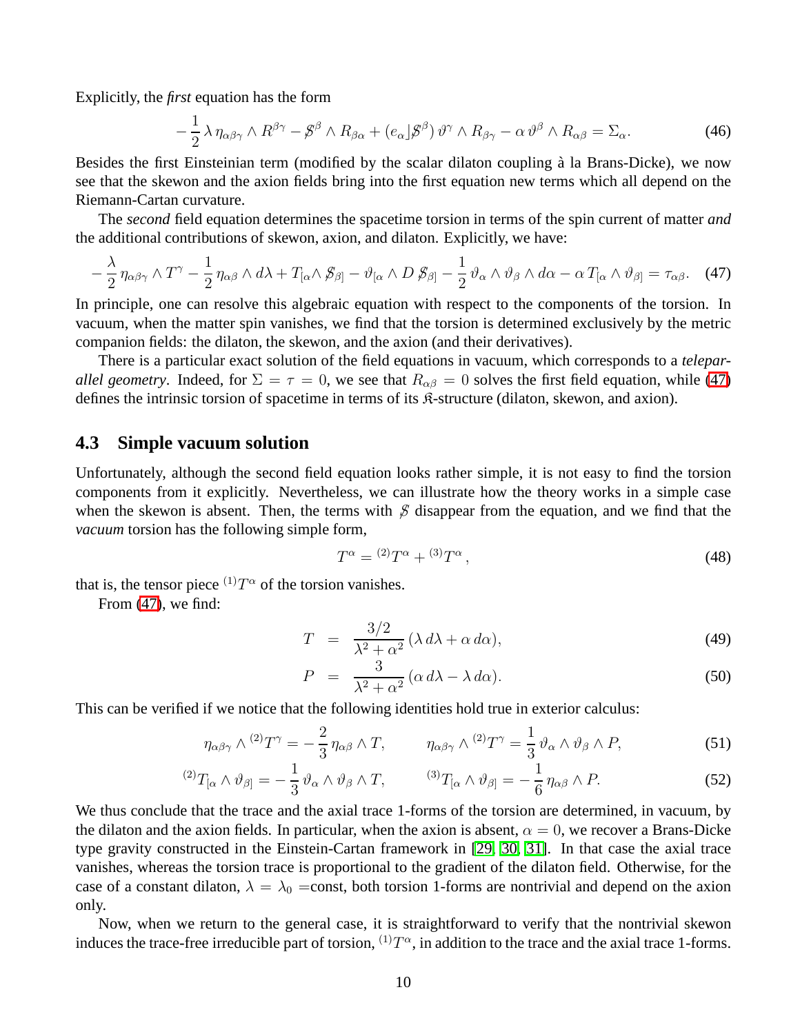Explicitly, the *first* equation has the form

$$-\frac{1}{2}\,\lambda\,\eta_{\alpha\beta\gamma}\wedge R^{\beta\gamma} - \not{S}^{\beta}\wedge R_{\beta\alpha} + (e_{\alpha}\rfloor \not{S}^{\beta})\,\vartheta^{\gamma}\wedge R_{\beta\gamma} - \alpha\,\vartheta^{\beta}\wedge R_{\alpha\beta} = \Sigma_{\alpha}. \tag{46}$$

Besides the first Einsteinian term (modified by the scalar dilaton coupling à la Brans-Dicke), we now see that the skewon and the axion fields bring into the first equation new terms which all depend on the Riemann-Cartan curvature.

The *second* field equation determines the spacetime torsion in terms of the spin current of matter *and* the additional contributions of skewon, axion, and dilaton. Explicitly, we have:

$$-\frac{\lambda}{2}\,\eta_{\alpha\beta\gamma}\wedge T^{\gamma} - \frac{1}{2}\,\eta_{\alpha\beta}\wedge d\lambda + T_{[\alpha}\wedge \not{S}_{\beta]} - \vartheta_{[\alpha}\wedge D\,\not{S}_{\beta]} - \frac{1}{2}\,\vartheta_{\alpha}\wedge\vartheta_{\beta}\wedge d\alpha - \alpha\,T_{[\alpha}\wedge\vartheta_{\beta]} = \tau_{\alpha\beta}. \tag{47}$$

In principle, one can resolve this algebraic equation with respect to the components of the torsion. In vacuum, when the matter spin vanishes, we find that the torsion is determined exclusively by the metric companion fields: the dilaton, the skewon, and the axion (and their derivatives).

There is a particular exact solution of the field equations in vacuum, which corresponds to a *teleparallel geometry*. Indeed, for $\Sigma = \tau = 0$, we see that $R_{\alpha\beta} = 0$ solves the first field equation, while (47) defines the intrinsic torsion of spacetime in terms of its $\mathfrak{K}$-structure (dilaton, skewon, and axion).

## 4.3 Simple vacuum solution

Unfortunately, although the second field equation looks rather simple, it is not easy to find the torsion components from it explicitly. Nevertheless, we can illustrate how the theory works in a simple case when the skewon is absent. Then, the terms with $\not{S}$ disappear from the equation, and we find that the *vacuum* torsion has the following simple form,

$$T^{\alpha} = {}^{(2)}T^{\alpha} + {}^{(3)}T^{\alpha}, \tag{48}$$

that is, the tensor piece ${}^{(1)}T^{\alpha}$ of the torsion vanishes.

From (47), we find:

$$T = \frac{3/2}{\lambda^2+\alpha^2}\,(\lambda\,d\lambda + \alpha\,d\alpha), \tag{49}$$

$$P = \frac{3}{\lambda^2+\alpha^2}\,(\alpha\,d\lambda - \lambda\,d\alpha). \tag{50}$$

This can be verified if we notice that the following identities hold true in exterior calculus:

$$\eta_{\alpha\beta\gamma}\wedge {}^{(2)}T^{\gamma} = -\frac{2}{3}\,\eta_{\alpha\beta}\wedge T, \qquad \eta_{\alpha\beta\gamma}\wedge {}^{(2)}T^{\gamma} = \frac{1}{3}\,\vartheta_{\alpha}\wedge\vartheta_{\beta}\wedge P, \tag{51}$$

$${}^{(2)}T_{[\alpha}\wedge\vartheta_{\beta]} = -\frac{1}{3}\,\vartheta_{\alpha}\wedge\vartheta_{\beta}\wedge T, \qquad {}^{(3)}T_{[\alpha}\wedge\vartheta_{\beta]} = -\frac{1}{6}\,\eta_{\alpha\beta}\wedge P. \tag{52}$$

We thus conclude that the trace and the axial trace 1-forms of the torsion are determined, in vacuum, by the dilaton and the axion fields. In particular, when the axion is absent, $\alpha = 0$, we recover a Brans-Dicke type gravity constructed in the Einstein-Cartan framework in [29, 30, 31]. In that case the axial trace vanishes, whereas the torsion trace is proportional to the gradient of the dilaton field. Otherwise, for the case of a constant dilaton, $\lambda = \lambda_0$ =const, both torsion 1-forms are nontrivial and depend on the axion only.

Now, when we return to the general case, it is straightforward to verify that the nontrivial skewon induces the trace-free irreducible part of torsion, ${}^{(1)}T^{\alpha}$, in addition to the trace and the axial trace 1-forms.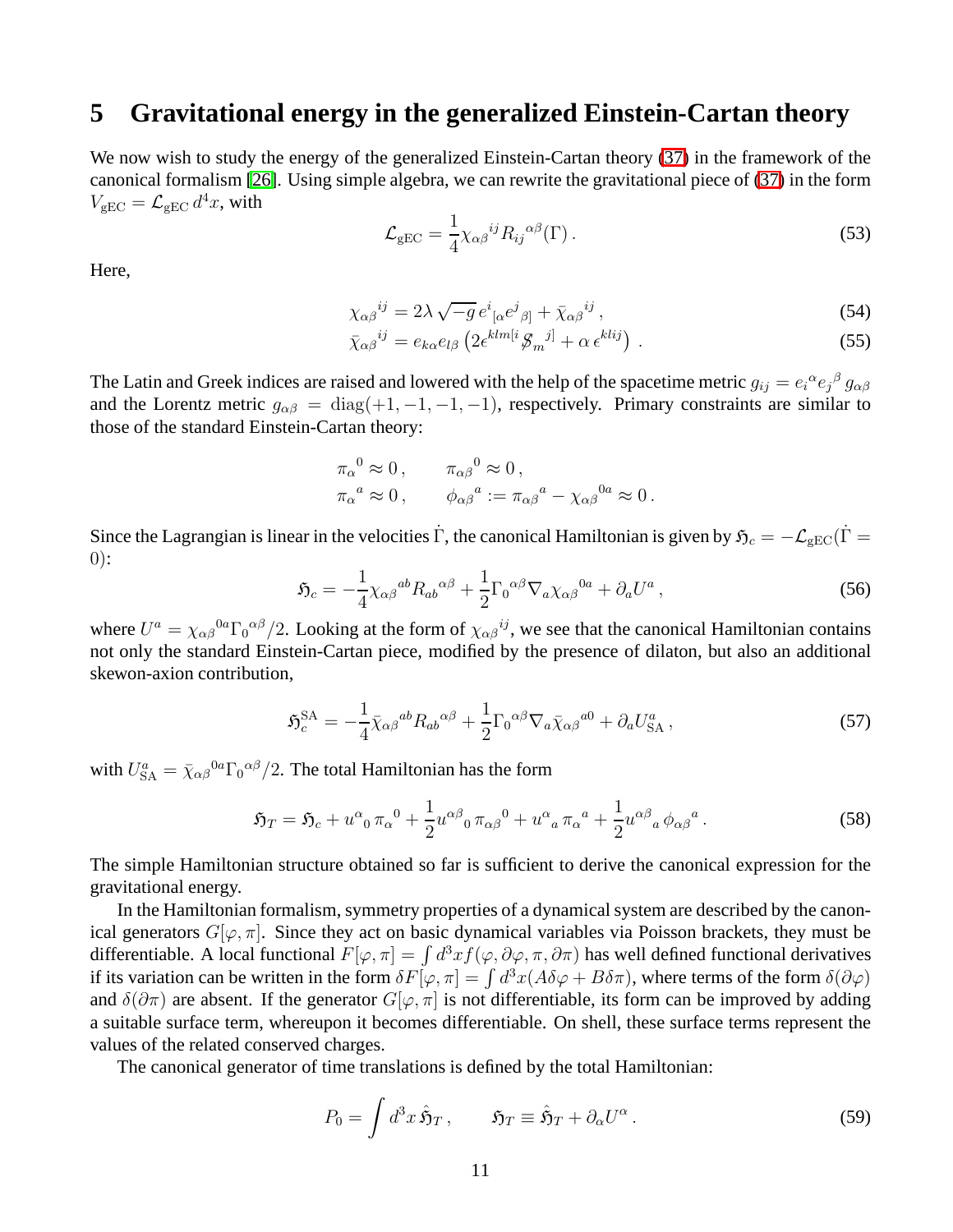# 5 Gravitational energy in the generalized Einstein-Cartan theory

We now wish to study the energy of the generalized Einstein-Cartan theory (37) in the framework of the canonical formalism [26]. Using simple algebra, we can rewrite the gravitational piece of (37) in the form $V_{\rm gEC} = \mathcal{L}_{\rm gEC}\, d^4x$, with

$$
\mathcal{L}_{\rm gEC} = \frac{1}{4}\chi_{\alpha\beta}{}^{ij} R_{ij}{}^{\alpha\beta}(\Gamma)\,. \tag{53}
$$

Here,

$$
\chi_{\alpha\beta}{}^{ij} = 2\lambda\sqrt{-g}\, e^i{}_{[\alpha} e^j{}_{\beta]} + \bar{\chi}_{\alpha\beta}{}^{ij}\,, \tag{54}
$$

$$
\bar{\chi}_{\alpha\beta}{}^{ij} = e_{k\alpha} e_{l\beta}\left(2\epsilon^{klm[i} \not{S}_m{}^{j]} + \alpha\,\epsilon^{klij}\right)\,. \tag{55}
$$

The Latin and Greek indices are raised and lowered with the help of the spacetime metric $g_{ij} = e_i{}^\alpha e_j{}^\beta g_{\alpha\beta}$ and the Lorentz metric $g_{\alpha\beta} = {\rm diag}(+1,-1,-1,-1)$, respectively. Primary constraints are similar to those of the standard Einstein-Cartan theory:

$$
\begin{aligned}
&\pi_\alpha{}^0 \approx 0\,, \qquad \pi_{\alpha\beta}{}^0 \approx 0\,,\\
&\pi_\alpha{}^a \approx 0\,, \qquad \phi_{\alpha\beta}{}^a := \pi_{\alpha\beta}{}^a - \chi_{\alpha\beta}{}^{0a} \approx 0\,.
\end{aligned}
$$

Since the Lagrangian is linear in the velocities $\dot\Gamma$, the canonical Hamiltonian is given by $\mathfrak{H}_c = -\mathcal{L}_{\rm gEC}(\dot\Gamma = 0)$:

$$
\mathfrak{H}_c = -\frac{1}{4}\chi_{\alpha\beta}{}^{ab} R_{ab}{}^{\alpha\beta} + \frac{1}{2}\Gamma_0{}^{\alpha\beta}\nabla_a \chi_{\alpha\beta}{}^{0a} + \partial_a U^a\,, \tag{56}
$$

where $U^a = \chi_{\alpha\beta}{}^{0a}\Gamma_0{}^{\alpha\beta}/2$. Looking at the form of $\chi_{\alpha\beta}{}^{ij}$, we see that the canonical Hamiltonian contains not only the standard Einstein-Cartan piece, modified by the presence of dilaton, but also an additional skewon-axion contribution,

$$
\mathfrak{H}_c^{\rm SA} = -\frac{1}{4}\bar{\chi}_{\alpha\beta}{}^{ab} R_{ab}{}^{\alpha\beta} + \frac{1}{2}\Gamma_0{}^{\alpha\beta}\nabla_a \bar{\chi}_{\alpha\beta}{}^{a0} + \partial_a U^a_{\rm SA}\,, \tag{57}
$$

with $U^a_{\rm SA} = \bar{\chi}_{\alpha\beta}{}^{0a}\Gamma_0{}^{\alpha\beta}/2$. The total Hamiltonian has the form

$$
\mathfrak{H}_T = \mathfrak{H}_c + u^\alpha{}_0\,\pi_\alpha{}^0 + \frac{1}{2}u^{\alpha\beta}{}_0\,\pi_{\alpha\beta}{}^0 + u^\alpha{}_a\,\pi_\alpha{}^a + \frac{1}{2}u^{\alpha\beta}{}_a\,\phi_{\alpha\beta}{}^a\,. \tag{58}
$$

The simple Hamiltonian structure obtained so far is sufficient to derive the canonical expression for the gravitational energy.

In the Hamiltonian formalism, symmetry properties of a dynamical system are described by the canonical generators $G[\varphi,\pi]$. Since they act on basic dynamical variables via Poisson brackets, they must be differentiable. A local functional $F[\varphi,\pi] = \int d^3x f(\varphi,\partial\varphi,\pi,\partial\pi)$ has well defined functional derivatives if its variation can be written in the form $\delta F[\varphi,\pi] = \int d^3x (A\delta\varphi + B\delta\pi)$, where terms of the form $\delta(\partial\varphi)$ and $\delta(\partial\pi)$ are absent. If the generator $G[\varphi,\pi]$ is not differentiable, its form can be improved by adding a suitable surface term, whereupon it becomes differentiable. On shell, these surface terms represent the values of the related conserved charges.

The canonical generator of time translations is defined by the total Hamiltonian:

$$
P_0 = \int d^3x\, \hat{\mathfrak{H}}_T\,, \qquad \mathfrak{H}_T \equiv \hat{\mathfrak{H}}_T + \partial_\alpha U^\alpha\,. \tag{59}
$$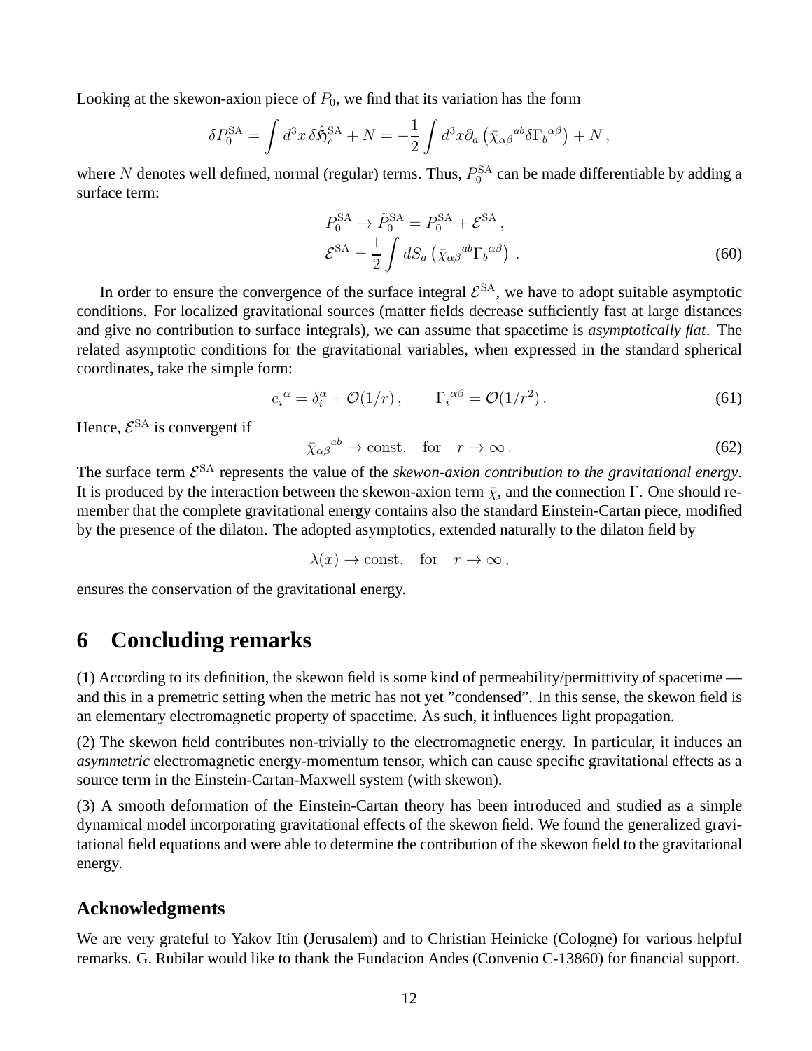Looking at the skewon-axion piece of $P_0$, we find that its variation has the form

$$\delta P_0^{\rm SA} = \int d^3x \, \delta\hat{\mathfrak{H}}_c^{\rm SA} + N = -\frac{1}{2}\int d^3x \partial_a \left(\bar{\chi}_{\alpha\beta}{}^{ab}\delta\Gamma_b{}^{\alpha\beta}\right) + N \,,$$

where $N$ denotes well defined, normal (regular) terms. Thus, $P_0^{\rm SA}$ can be made differentiable by adding a surface term:

$$\begin{aligned}
& P_0^{\rm SA} \to \tilde{P}_0^{\rm SA} = P_0^{\rm SA} + \mathcal{E}^{\rm SA} \,, \\
& \mathcal{E}^{\rm SA} = \frac{1}{2}\int dS_a \left(\bar{\chi}_{\alpha\beta}{}^{ab}\Gamma_b{}^{\alpha\beta}\right) \,.
\end{aligned} \tag{60}$$

In order to ensure the convergence of the surface integral $\mathcal{E}^{\rm SA}$, we have to adopt suitable asymptotic conditions. For localized gravitational sources (matter fields decrease sufficiently fast at large distances and give no contribution to surface integrals), we can assume that spacetime is *asymptotically flat*. The related asymptotic conditions for the gravitational variables, when expressed in the standard spherical coordinates, take the simple form:

$$e_i{}^\alpha = \delta_i^\alpha + \mathcal{O}(1/r) \,, \qquad \Gamma_i{}^{\alpha\beta} = \mathcal{O}(1/r^2) \,. \tag{61}$$

Hence, $\mathcal{E}^{\rm SA}$ is convergent if

$$\bar{\chi}_{\alpha\beta}{}^{ab} \to \text{const.} \quad \text{for} \quad r \to \infty \,. \tag{62}$$

The surface term $\mathcal{E}^{\rm SA}$ represents the value of the *skewon-axion contribution to the gravitational energy*. It is produced by the interaction between the skewon-axion term $\bar{\chi}$, and the connection $\Gamma$. One should remember that the complete gravitational energy contains also the standard Einstein-Cartan piece, modified by the presence of the dilaton. The adopted asymptotics, extended naturally to the dilaton field by

$$\lambda(x) \to \text{const.} \quad \text{for} \quad r \to \infty \,,$$

ensures the conservation of the gravitational energy.

# 6 Concluding remarks

(1) According to its definition, the skewon field is some kind of permeability/permittivity of spacetime — and this in a premetric setting when the metric has not yet "condensed". In this sense, the skewon field is an elementary electromagnetic property of spacetime. As such, it influences light propagation.

(2) The skewon field contributes non-trivially to the electromagnetic energy. In particular, it induces an *asymmetric* electromagnetic energy-momentum tensor, which can cause specific gravitational effects as a source term in the Einstein-Cartan-Maxwell system (with skewon).

(3) A smooth deformation of the Einstein-Cartan theory has been introduced and studied as a simple dynamical model incorporating gravitational effects of the skewon field. We found the generalized gravitational field equations and were able to determine the contribution of the skewon field to the gravitational energy.

## Acknowledgments

We are very grateful to Yakov Itin (Jerusalem) and to Christian Heinicke (Cologne) for various helpful remarks. G. Rubilar would like to thank the Fundacion Andes (Convenio C-13860) for financial support.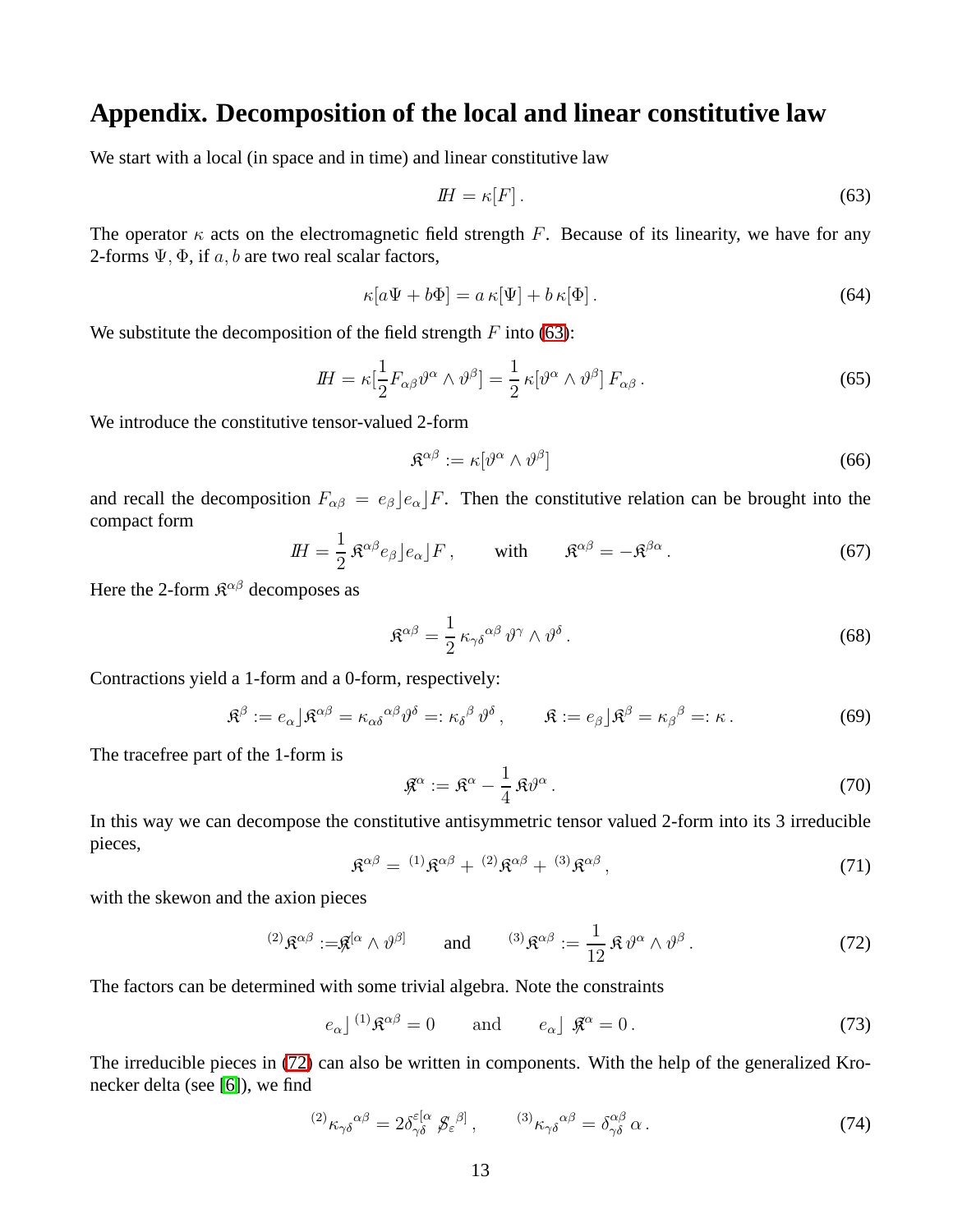## Appendix. Decomposition of the local and linear constitutive law

We start with a local (in space and in time) and linear constitutive law

$$
\mathbb{H} = \kappa[F]\,. \tag{63}
$$

The operator $\kappa$ acts on the electromagnetic field strength $F$. Because of its linearity, we have for any 2-forms $\Psi, \Phi$, if $a, b$ are two real scalar factors,

$$
\kappa[a\Psi + b\Phi] = a\,\kappa[\Psi] + b\,\kappa[\Phi]\,. \tag{64}
$$

We substitute the decomposition of the field strength $F$ into (63):

$$
\mathbb{H} = \kappa[\frac{1}{2}F_{\alpha\beta}\vartheta^\alpha \wedge \vartheta^\beta] = \frac{1}{2}\,\kappa[\vartheta^\alpha \wedge \vartheta^\beta]\,F_{\alpha\beta}\,. \tag{65}
$$

We introduce the constitutive tensor-valued 2-form

$$
\mathfrak{K}^{\alpha\beta} := \kappa[\vartheta^\alpha \wedge \vartheta^\beta] \tag{66}
$$

and recall the decomposition $F_{\alpha\beta} = e_\beta \rfloor e_\alpha \rfloor F$. Then the constitutive relation can be brought into the compact form

$$
\mathbb{H} = \frac{1}{2}\,\mathfrak{K}^{\alpha\beta} e_\beta \rfloor e_\alpha \rfloor F\,, \qquad \text{with} \qquad \mathfrak{K}^{\alpha\beta} = -\mathfrak{K}^{\beta\alpha}\,. \tag{67}
$$

Here the 2-form $\mathfrak{K}^{\alpha\beta}$ decomposes as

$$
\mathfrak{K}^{\alpha\beta} = \frac{1}{2}\,\kappa_{\gamma\delta}{}^{\alpha\beta}\,\vartheta^\gamma \wedge \vartheta^\delta\,. \tag{68}
$$

Contractions yield a 1-form and a 0-form, respectively:

$$
\mathfrak{K}^\beta := e_\alpha \rfloor \mathfrak{K}^{\alpha\beta} = \kappa_{\alpha\delta}{}^{\alpha\beta}\vartheta^\delta =: \kappa_\delta{}^\beta\,\vartheta^\delta\,, \qquad \mathfrak{K} := e_\beta \rfloor \mathfrak{K}^\beta = \kappa_\beta{}^\beta =: \kappa\,. \tag{69}
$$

The tracefree part of the 1-form is

$$
\not{\mathfrak{K}}^\alpha := \mathfrak{K}^\alpha - \frac{1}{4}\,\mathfrak{K}\vartheta^\alpha\,. \tag{70}
$$

In this way we can decompose the constitutive antisymmetric tensor valued 2-form into its 3 irreducible pieces,

$$
\mathfrak{K}^{\alpha\beta} = {}^{(1)}\mathfrak{K}^{\alpha\beta} + {}^{(2)}\mathfrak{K}^{\alpha\beta} + {}^{(3)}\mathfrak{K}^{\alpha\beta}\,, \tag{71}
$$

with the skewon and the axion pieces

$$
{}^{(2)}\mathfrak{K}^{\alpha\beta} := \not{\mathfrak{K}}^{[\alpha} \wedge \vartheta^{\beta]} \qquad \text{and} \qquad {}^{(3)}\mathfrak{K}^{\alpha\beta} := \frac{1}{12}\,\mathfrak{K}\,\vartheta^\alpha \wedge \vartheta^\beta\,. \tag{72}
$$

The factors can be determined with some trivial algebra. Note the constraints

$$
e_\alpha \rfloor\, {}^{(1)}\mathfrak{K}^{\alpha\beta} = 0 \qquad \text{and} \qquad e_\alpha \rfloor\, \not{\mathfrak{K}}^\alpha = 0\,. \tag{73}
$$

The irreducible pieces in (72) can also be written in components. With the help of the generalized Kronecker delta (see [6]), we find

$$
{}^{(2)}\kappa_{\gamma\delta}{}^{\alpha\beta} = 2\delta^{\varepsilon[\alpha}_{\gamma\delta}\,\not{S}_\varepsilon{}^{\beta]}\,, \qquad {}^{(3)}\kappa_{\gamma\delta}{}^{\alpha\beta} = \delta^{\alpha\beta}_{\gamma\delta}\,\alpha\,. \tag{74}
$$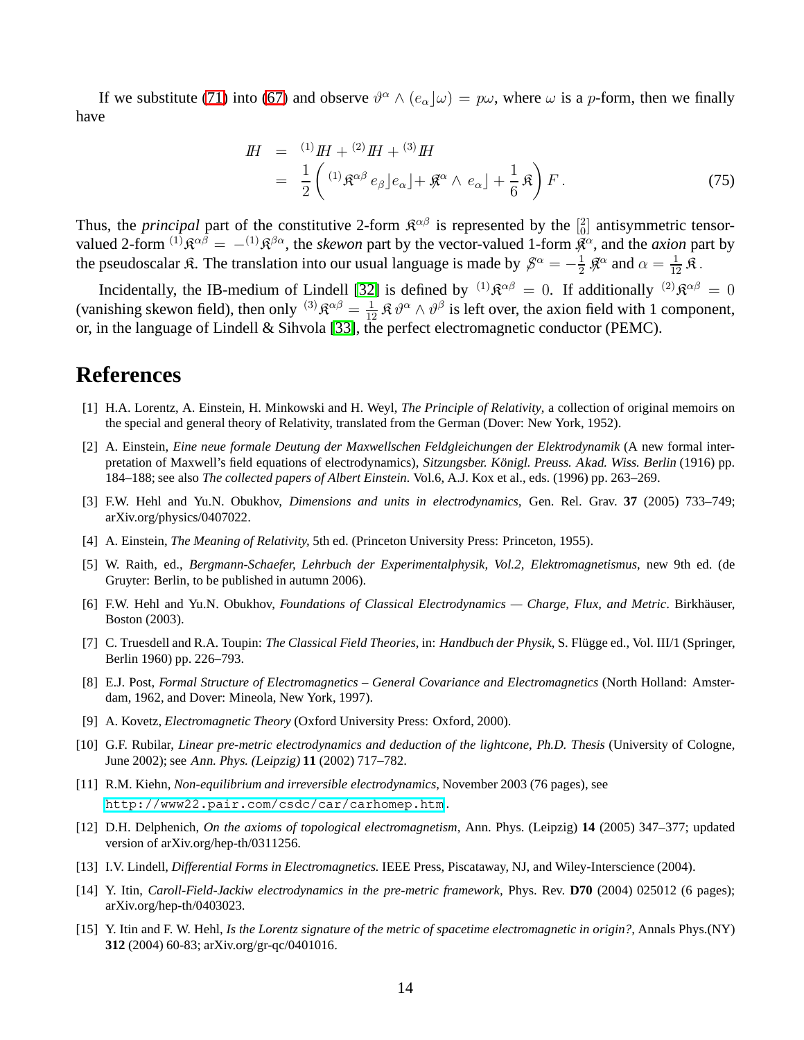If we substitute (71) into (67) and observe $\vartheta^\alpha \wedge (e_\alpha \rfloor \omega) = p\omega$, where $\omega$ is a $p$-form, then we finally have

$$
\begin{aligned}
I\!H &= {}^{(1)}I\!H + {}^{(2)}I\!H + {}^{(3)}I\!H \\
&= \frac{1}{2}\left( {}^{(1)}\mathfrak{K}^{\alpha\beta}\, e_\beta \rfloor e_\alpha \rfloor + \not{\mathfrak{K}}^\alpha \wedge\, e_\alpha \rfloor + \frac{1}{6}\,\mathfrak{K} \right) F\,.
\end{aligned} \tag{75}
$$

Thus, the *principal* part of the constitutive 2-form $\mathfrak{K}^{\alpha\beta}$ is represented by the $\left[{2 \atop 0}\right]$ antisymmetric tensor-valued 2-form ${}^{(1)}\mathfrak{K}^{\alpha\beta} = -{}^{(1)}\mathfrak{K}^{\beta\alpha}$, the *skewon* part by the vector-valued 1-form $\not{\mathfrak{K}}^\alpha$, and the *axion* part by the pseudoscalar $\mathfrak{K}$. The translation into our usual language is made by $\not{S}^\alpha = -\frac{1}{2}\not{\mathfrak{K}}^\alpha$ and $\alpha = \frac{1}{12}\,\mathfrak{K}$.

Incidentally, the IB-medium of Lindell [32] is defined by ${}^{(1)}\mathfrak{K}^{\alpha\beta} = 0$. If additionally ${}^{(2)}\mathfrak{K}^{\alpha\beta} = 0$ (vanishing skewon field), then only ${}^{(3)}\mathfrak{K}^{\alpha\beta} = \frac{1}{12}\,\mathfrak{K}\,\vartheta^\alpha \wedge \vartheta^\beta$ is left over, the axion field with 1 component, or, in the language of Lindell & Sihvola [33], the perfect electromagnetic conductor (PEMC).

# References

[1] H.A. Lorentz, A. Einstein, H. Minkowski and H. Weyl, *The Principle of Relativity*, a collection of original memoirs on the special and general theory of Relativity, translated from the German (Dover: New York, 1952).

[2] A. Einstein, *Eine neue formale Deutung der Maxwellschen Feldgleichungen der Elektrodynamik* (A new formal interpretation of Maxwell's field equations of electrodynamics), *Sitzungsber. Königl. Preuss. Akad. Wiss. Berlin* (1916) pp. 184–188; see also *The collected papers of Albert Einstein.* Vol.6, A.J. Kox et al., eds. (1996) pp. 263–269.

[3] F.W. Hehl and Yu.N. Obukhov, *Dimensions and units in electrodynamics,* Gen. Rel. Grav. **37** (2005) 733–749; arXiv.org/physics/0407022.

[4] A. Einstein, *The Meaning of Relativity,* 5th ed. (Princeton University Press: Princeton, 1955).

[5] W. Raith, ed., *Bergmann-Schaefer, Lehrbuch der Experimentalphysik, Vol.2, Elektromagnetismus*, new 9th ed. (de Gruyter: Berlin, to be published in autumn 2006).

[6] F.W. Hehl and Yu.N. Obukhov, *Foundations of Classical Electrodynamics — Charge, Flux, and Metric*. Birkhäuser, Boston (2003).

[7] C. Truesdell and R.A. Toupin: *The Classical Field Theories*, in: *Handbuch der Physik*, S. Flügge ed., Vol. III/1 (Springer, Berlin 1960) pp. 226–793.

[8] E.J. Post, *Formal Structure of Electromagnetics – General Covariance and Electromagnetics* (North Holland: Amsterdam, 1962, and Dover: Mineola, New York, 1997).

[9] A. Kovetz, *Electromagnetic Theory* (Oxford University Press: Oxford, 2000).

[10] G.F. Rubilar, *Linear pre-metric electrodynamics and deduction of the lightcone, Ph.D. Thesis* (University of Cologne, June 2002); see *Ann. Phys. (Leipzig)* **11** (2002) 717–782.

[11] R.M. Kiehn, *Non-equilibrium and irreversible electrodynamics,* November 2003 (76 pages), see http://www22.pair.com/csdc/car/carhomep.htm.

[12] D.H. Delphenich, *On the axioms of topological electromagnetism,* Ann. Phys. (Leipzig) **14** (2005) 347–377; updated version of arXiv.org/hep-th/0311256.

[13] I.V. Lindell, *Differential Forms in Electromagnetics.* IEEE Press, Piscataway, NJ, and Wiley-Interscience (2004).

[14] Y. Itin, *Caroll-Field-Jackiw electrodynamics in the pre-metric framework,* Phys. Rev. **D70** (2004) 025012 (6 pages); arXiv.org/hep-th/0403023.

[15] Y. Itin and F. W. Hehl, *Is the Lorentz signature of the metric of spacetime electromagnetic in origin?,* Annals Phys.(NY) **312** (2004) 60-83; arXiv.org/gr-qc/0401016.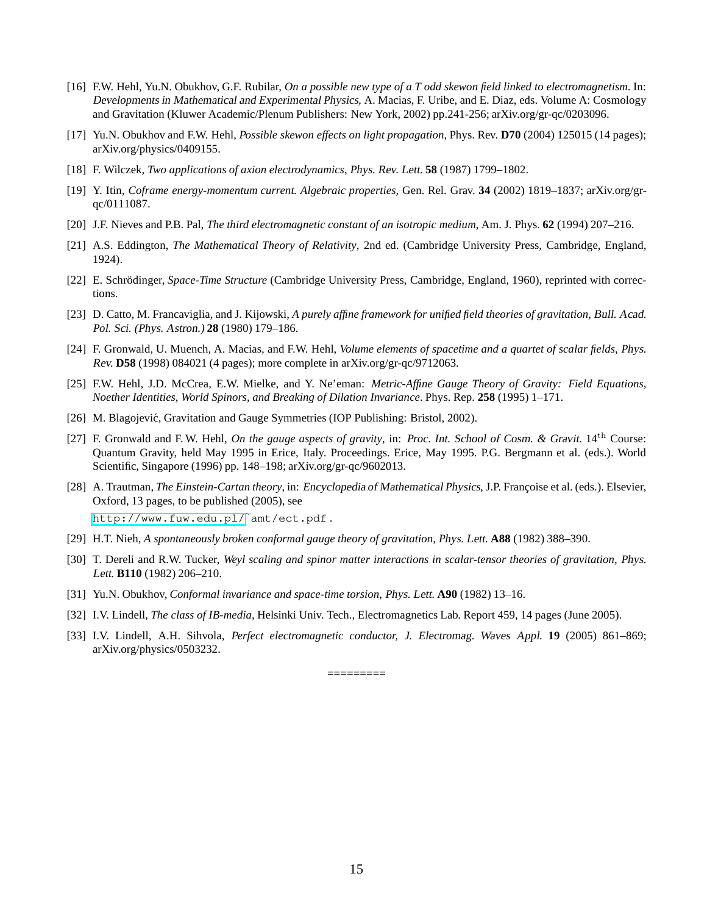[16] F.W. Hehl, Yu.N. Obukhov, G.F. Rubilar, *On a possible new type of a T odd skewon field linked to electromagnetism*. In: *Developments in Mathematical and Experimental Physics,* A. Macias, F. Uribe, and E. Diaz, eds. Volume A: Cosmology and Gravitation (Kluwer Academic/Plenum Publishers: New York, 2002) pp.241-256; arXiv.org/gr-qc/0203096.

[17] Yu.N. Obukhov and F.W. Hehl, *Possible skewon effects on light propagation*, Phys. Rev. **D70** (2004) 125015 (14 pages); arXiv.org/physics/0409155.

[18] F. Wilczek, *Two applications of axion electrodynamics*, *Phys. Rev. Lett.* **58** (1987) 1799–1802.

[19] Y. Itin, *Coframe energy-momentum current. Algebraic properties,* Gen. Rel. Grav. **34** (2002) 1819–1837; arXiv.org/gr-qc/0111087.

[20] J.F. Nieves and P.B. Pal, *The third electromagnetic constant of an isotropic medium*, Am. J. Phys. **62** (1994) 207–216.

[21] A.S. Eddington, *The Mathematical Theory of Relativity*, 2nd ed. (Cambridge University Press, Cambridge, England, 1924).

[22] E. Schrödinger, *Space-Time Structure* (Cambridge University Press, Cambridge, England, 1960), reprinted with corrections.

[23] D. Catto, M. Francaviglia, and J. Kijowski, *A purely affine framework for unified field theories of gravitation, Bull. Acad. Pol. Sci. (Phys. Astron.)* **28** (1980) 179–186.

[24] F. Gronwald, U. Muench, A. Macias, and F.W. Hehl, *Volume elements of spacetime and a quartet of scalar fields*, *Phys. Rev.* **D58** (1998) 084021 (4 pages); more complete in arXiv.org/gr-qc/9712063.

[25] F.W. Hehl, J.D. McCrea, E.W. Mielke, and Y. Ne'eman: *Metric-Affine Gauge Theory of Gravity: Field Equations, Noether Identities, World Spinors, and Breaking of Dilation Invariance*. Phys. Rep. **258** (1995) 1–171.

[26] M. Blagojević, Gravitation and Gauge Symmetries (IOP Publishing: Bristol, 2002).

[27] F. Gronwald and F. W. Hehl, *On the gauge aspects of gravity*, in: *Proc. Int. School of Cosm. & Gravit.* 14$^{\text{th}}$ Course: Quantum Gravity, held May 1995 in Erice, Italy. Proceedings. Erice, May 1995. P.G. Bergmann et al. (eds.). World Scientific, Singapore (1996) pp. 148–198; arXiv.org/gr-qc/9602013.

[28] A. Trautman, *The Einstein-Cartan theory*, in: *Encyclopedia of Mathematical Physics*, J.P. Françoise et al. (eds.). Elsevier, Oxford, 13 pages, to be published (2005), see `http://www.fuw.edu.pl/~amt/ect.pdf`.

[29] H.T. Nieh, *A spontaneously broken conformal gauge theory of gravitation*, *Phys. Lett.* **A88** (1982) 388–390.

[30] T. Dereli and R.W. Tucker, *Weyl scaling and spinor matter interactions in scalar-tensor theories of gravitation*, *Phys. Lett.* **B110** (1982) 206–210.

[31] Yu.N. Obukhov, *Conformal invariance and space-time torsion*, *Phys. Lett.* **A90** (1982) 13–16.

[32] I.V. Lindell, *The class of IB-media,* Helsinki Univ. Tech., Electromagnetics Lab. Report 459, 14 pages (June 2005).

[33] I.V. Lindell, A.H. Sihvola, *Perfect electromagnetic conductor, J. Electromag. Waves Appl.* **19** (2005) 861–869; arXiv.org/physics/0503232.

=========